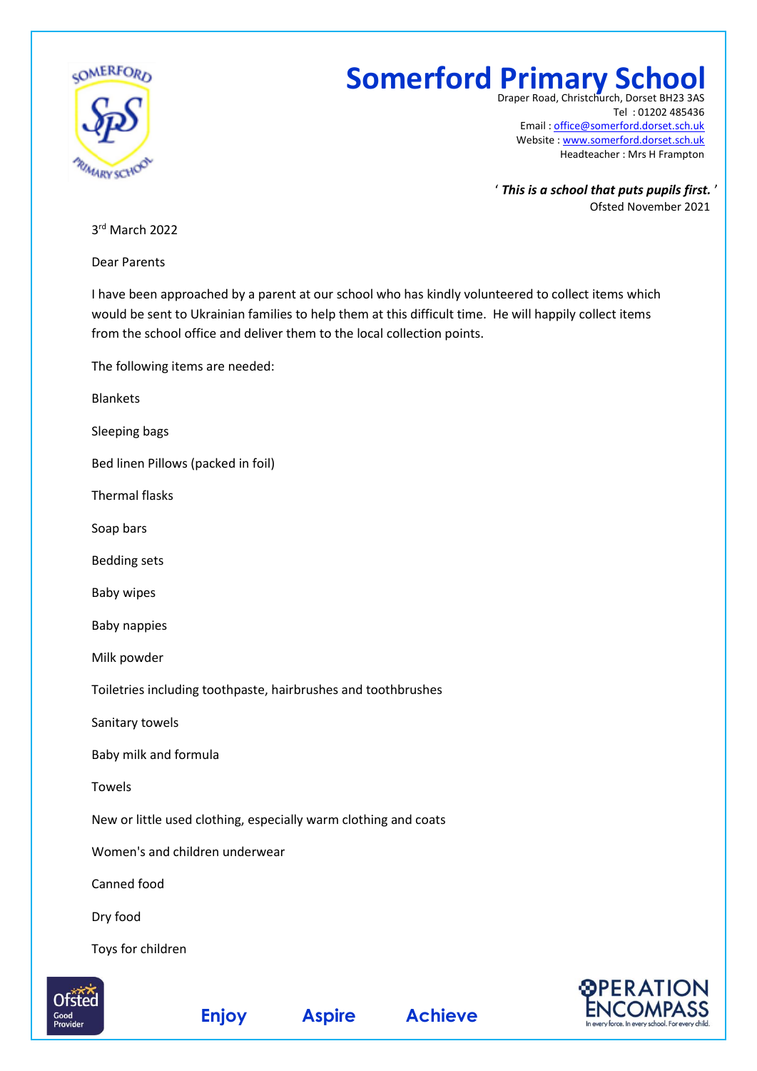# Somerford Primary School

Draper Road, Christchurch, Dorset BH23 3AS
Tel : 01202 485436
Email : office@somerford.dorset.sch.uk
Website : www.somerford.dorset.sch.uk
Headteacher : Mrs H Frampton

' ***This is a school that puts pupils first.*** '
Ofsted November 2021

3rd March 2022

Dear Parents

I have been approached by a parent at our school who has kindly volunteered to collect items which would be sent to Ukrainian families to help them at this difficult time. He will happily collect items from the school office and deliver them to the local collection points.

The following items are needed:

Blankets

Sleeping bags

Bed linen Pillows (packed in foil)

Thermal flasks

Soap bars

Bedding sets

Baby wipes

Baby nappies

Milk powder

Toiletries including toothpaste, hairbrushes and toothbrushes

Sanitary towels

Baby milk and formula

Towels

New or little used clothing, especially warm clothing and coats

Women's and children underwear

Canned food

Dry food

Toys for children

**Enjoy** **Aspire** **Achieve**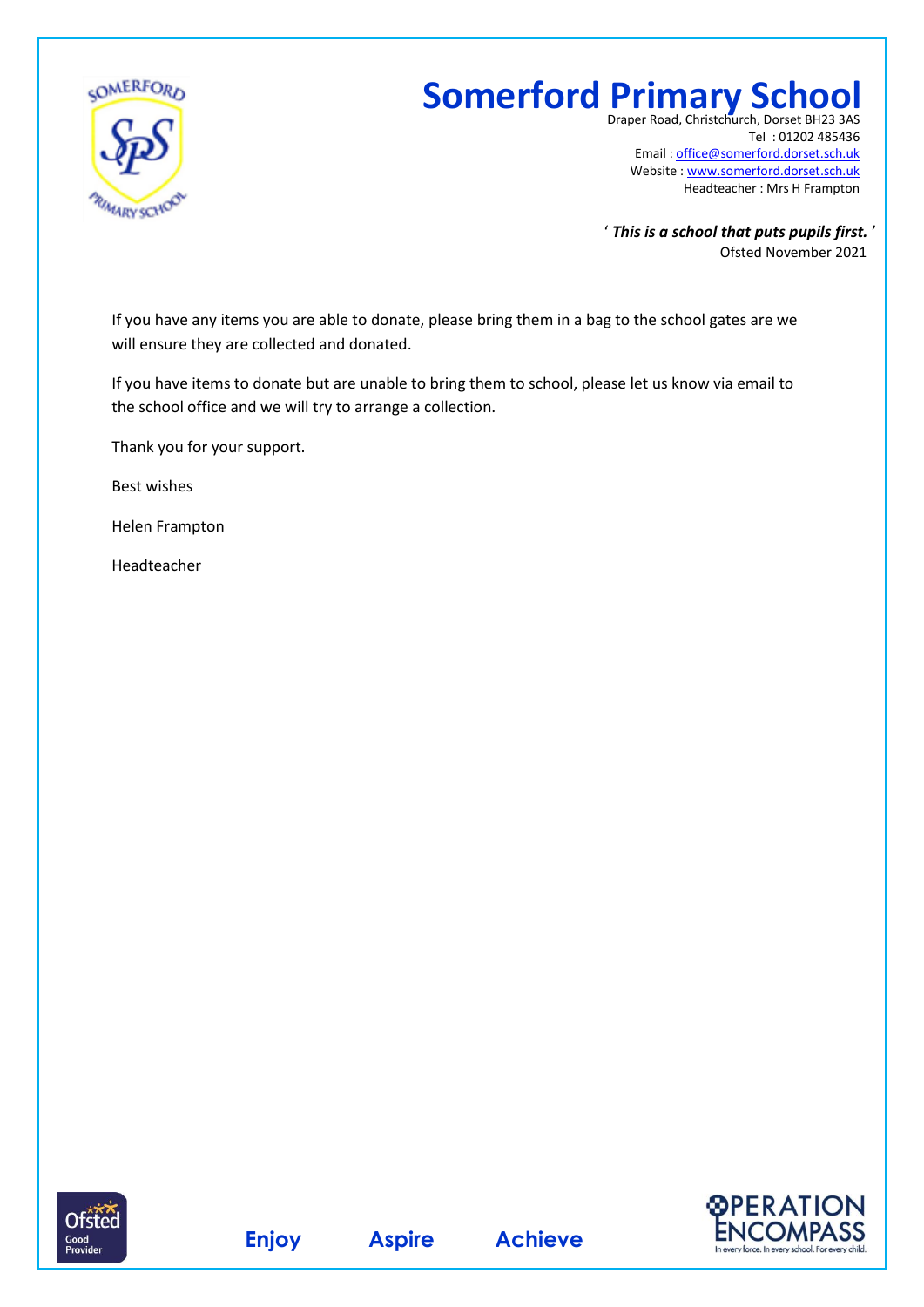# Somerford Primary School

Draper Road, Christchurch, Dorset BH23 3AS
Tel : 01202 485436
Email : office@somerford.dorset.sch.uk
Website : www.somerford.dorset.sch.uk
Headteacher : Mrs H Frampton

' ***This is a school that puts pupils first.*** '
Ofsted November 2021

If you have any items you are able to donate, please bring them in a bag to the school gates are we will ensure they are collected and donated.

If you have items to donate but are unable to bring them to school, please let us know via email to the school office and we will try to arrange a collection.

Thank you for your support.

Best wishes

Helen Frampton

Headteacher

Ofsted Good Provider

**Enjoy** **Aspire** **Achieve**

OPERATION ENCOMPASS
In every force. In every school. For every child.